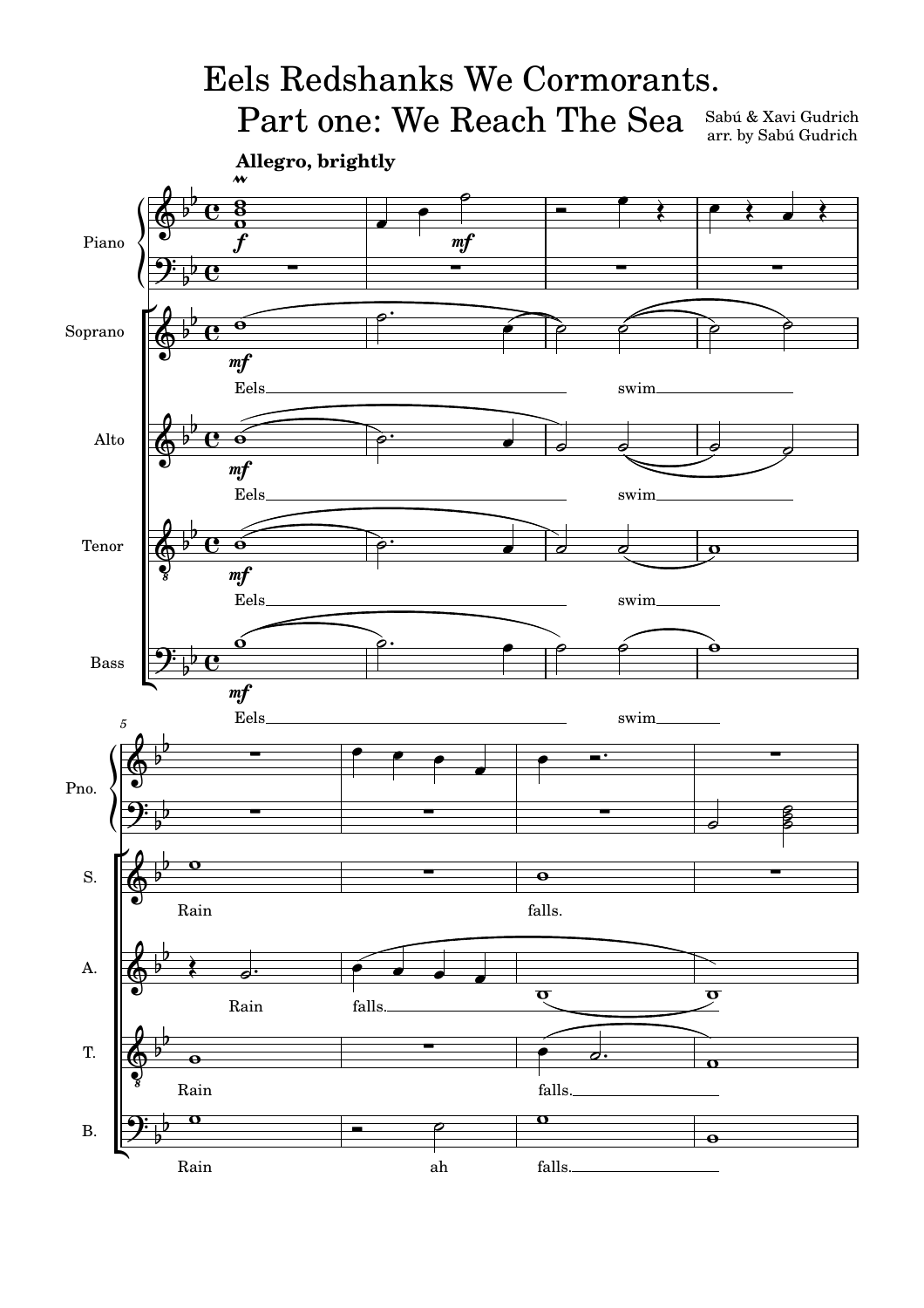# Eels Redshanks We Cormorants.
## Part one: We Reach The Sea

Sabú & Xavi Gudrich
arr. by Sabú Gudrich

**Allegro, brightly**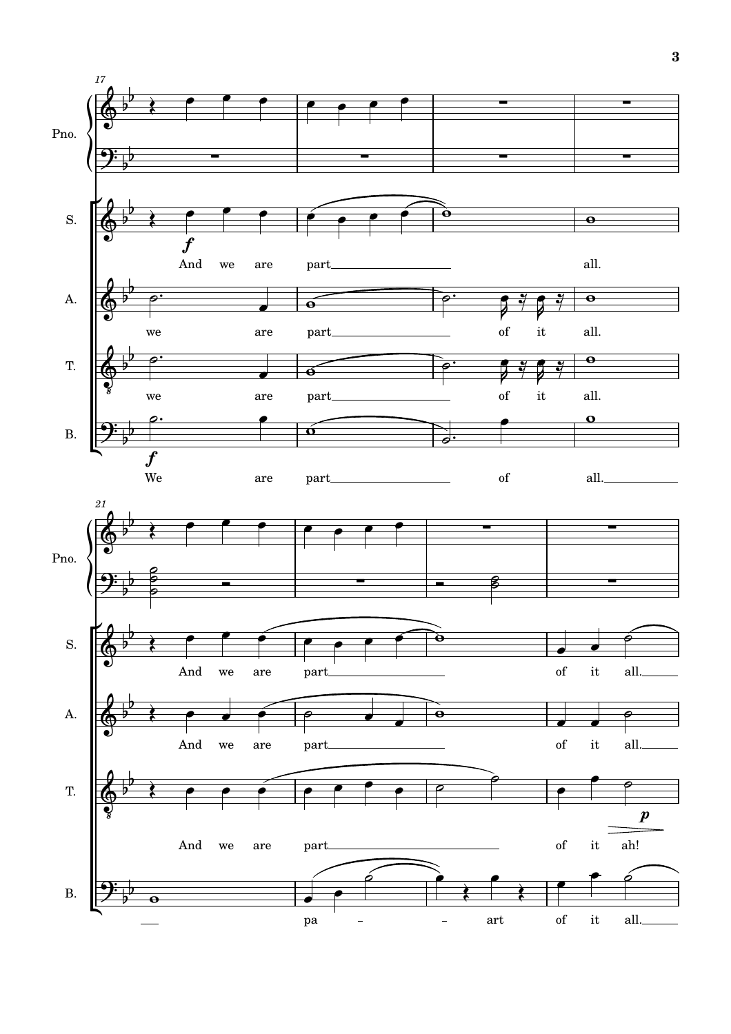17

Pno.

S. *f* And we are part all.

A. we are part of it all.

T. we are part of it all.

B. *f* We are part of all.

21

Pno.

S. And we are part of it all.

A. And we are part of it all.

T. And we are part of it ah! *p*

B. pa – – art of it all.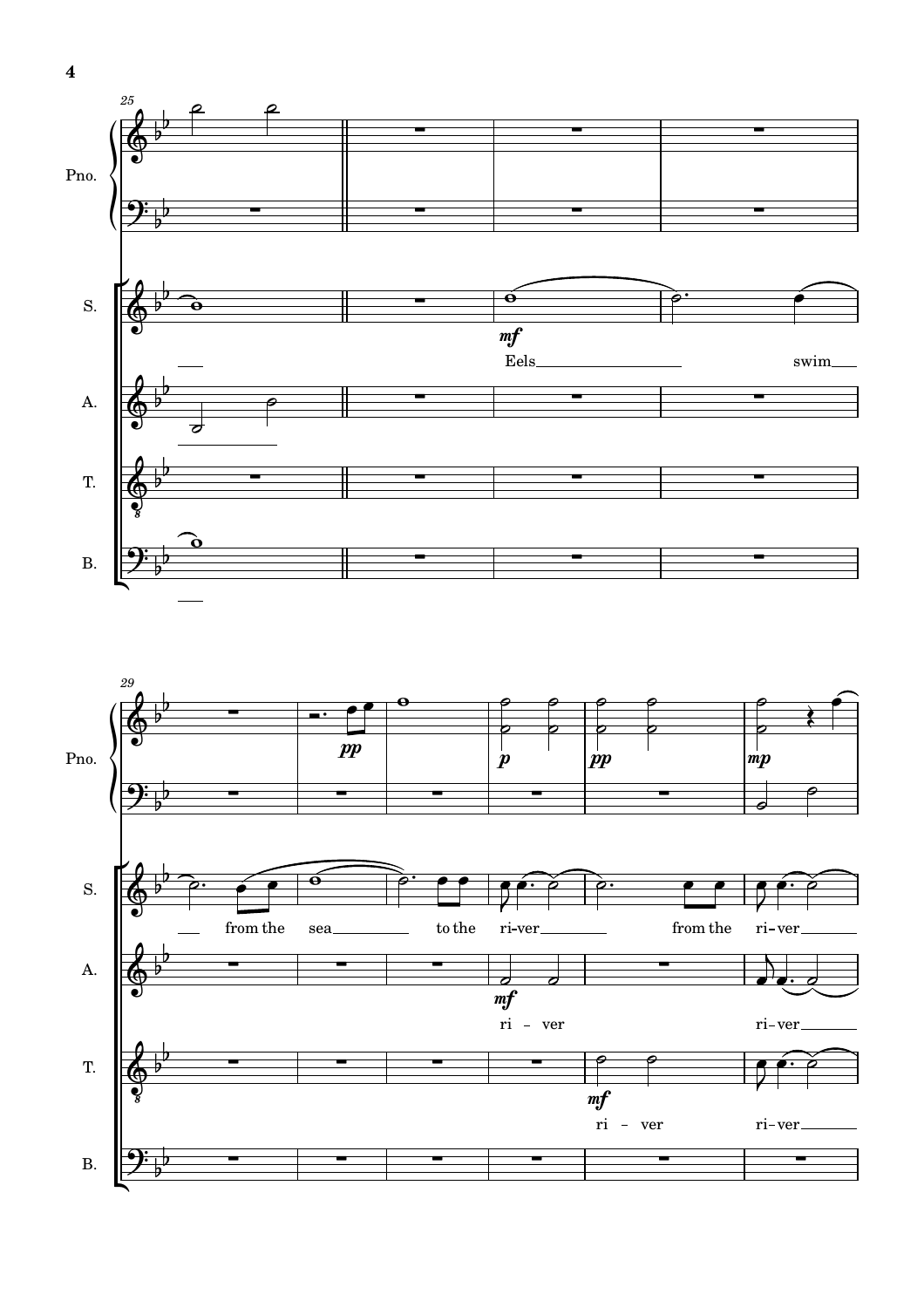Pno.

S.

A.

T.

B.

Eels swim from the sea to the river from the river

ri - ver ri-ver

ri - ver ri-ver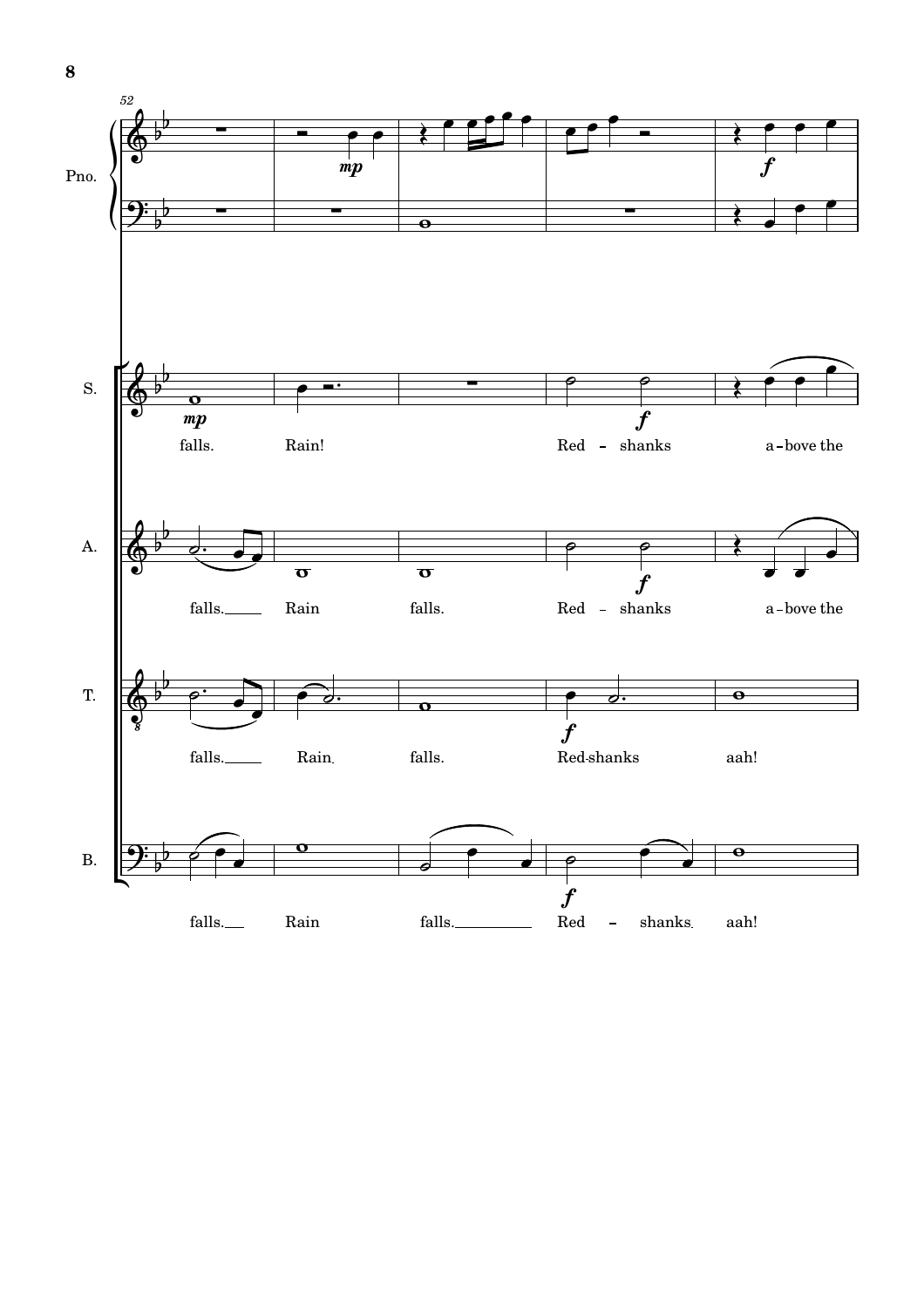Pno.

S.
falls. Rain! Red - shanks a - bove the

A.
falls. Rain falls. Red - shanks a - bove the

T.
falls. Rain falls. Red-shanks aah!

B.
falls. Rain falls. Red - shanks aah!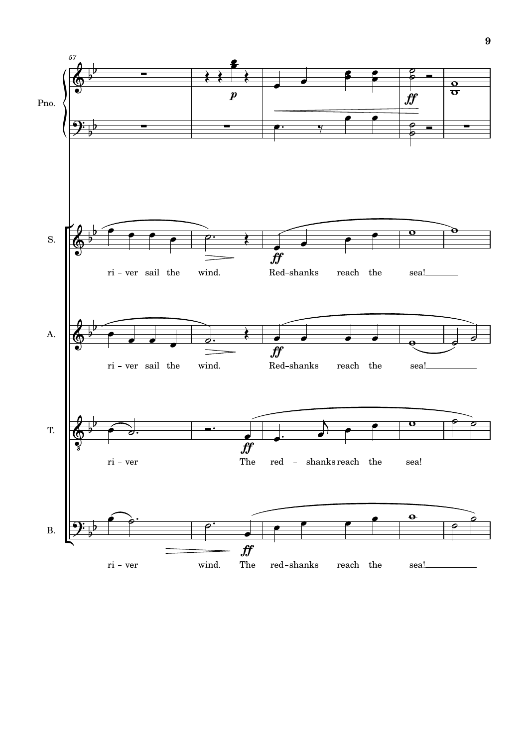Pno.

S. ri – ver sail the wind. Red–shanks reach the sea!

A. ri – ver sail the wind. Red–shanks reach the sea!

T. ri – ver The red – shanks reach the sea!

B. ri – ver wind. The red–shanks reach the sea!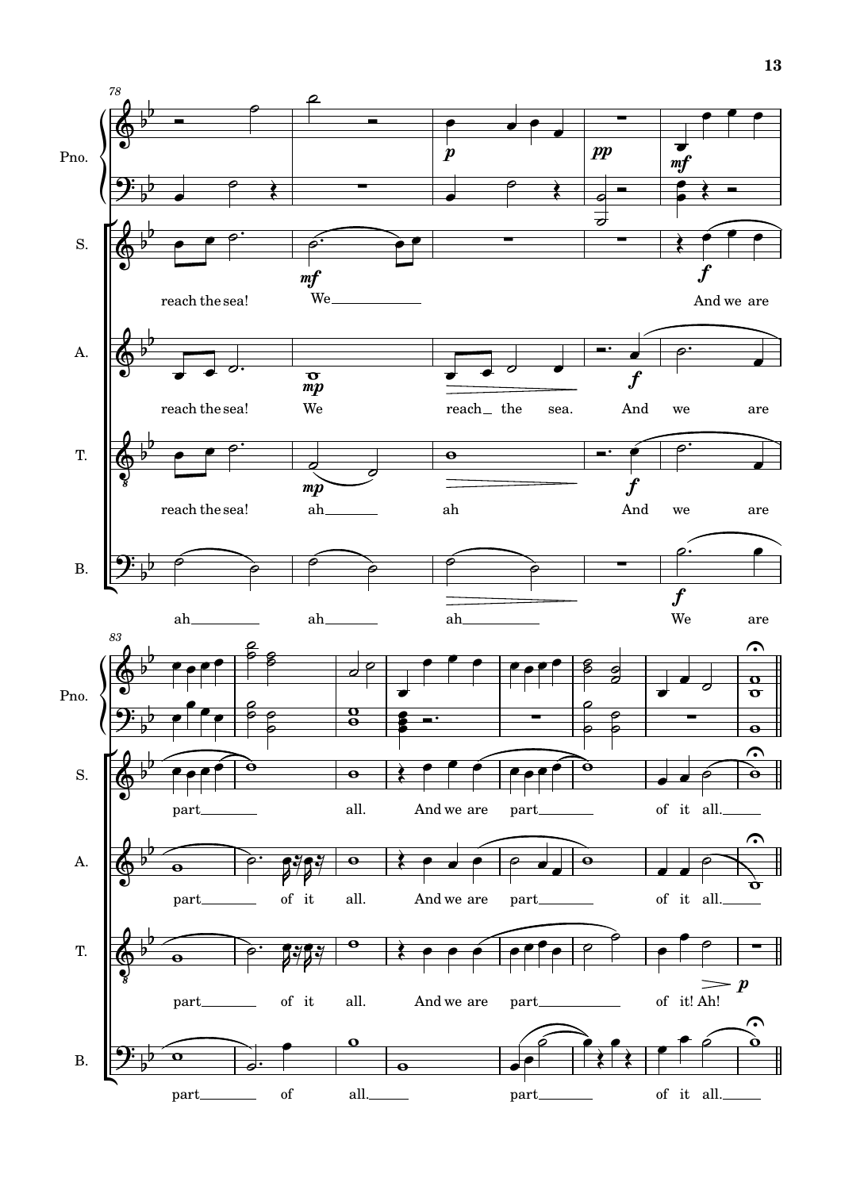78

Pno.

S.
reach the sea! We___ And we are

A.
reach the sea! We reach_ the sea. And we are

T.
reach the sea! ah___ ah And we are

B.
ah___ ah___ ah___ We are

83

Pno.

S.
part___ all. And we are part___ of it all.___

A.
part___ of it all. And we are part___ of it all.___

T.
part___ of it all. And we are part___ of it! Ah!

B.
part___ of all.___ part___ of it all.___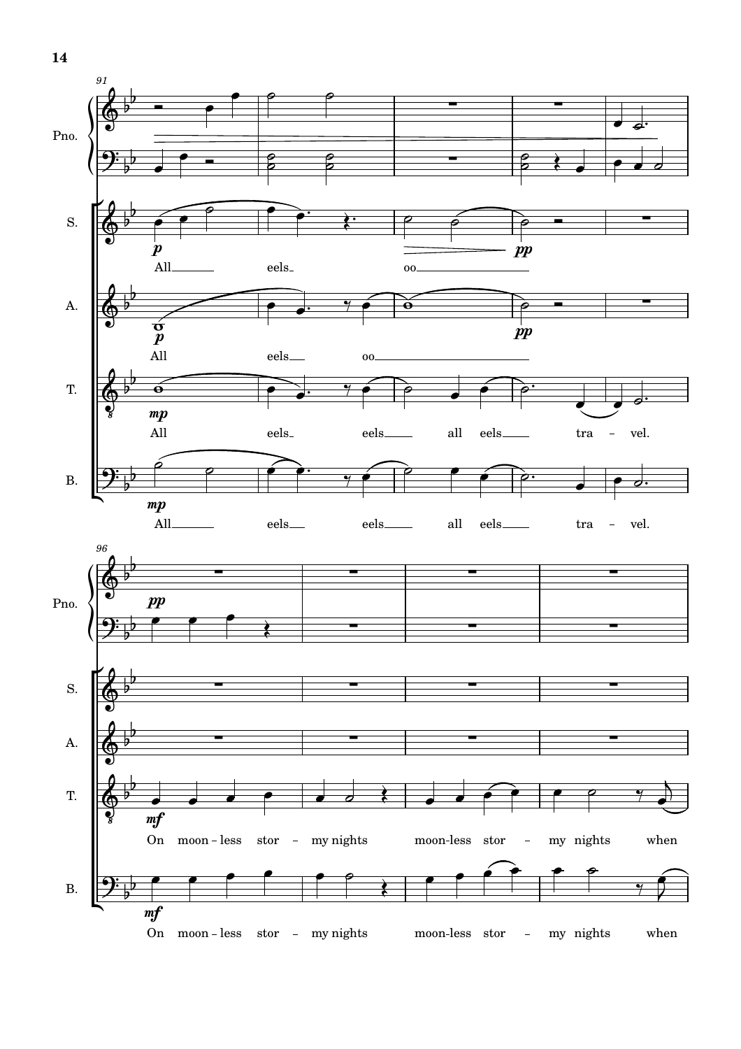Pno.

S.
All eels oo

A.
All eels oo

T.
All eels eels all eels tra - vel.

B.
All eels eels all eels tra - vel.

Pno.

S.

A.

T.
On moon - less stor - my nights moon-less stor - my nights when

B.
On moon - less stor - my nights moon-less stor - my nights when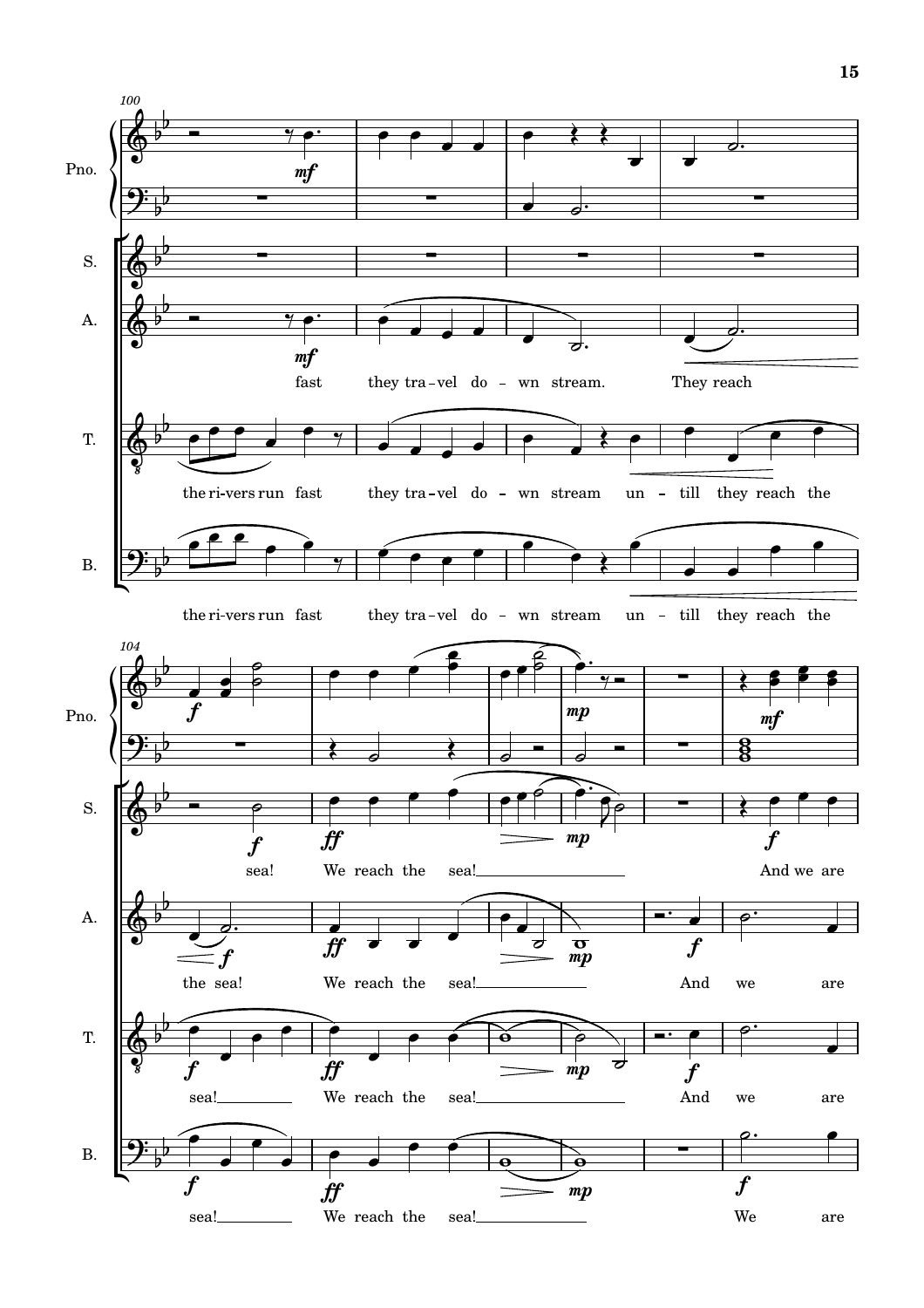100

Pno.

S.

A. *mf* fast they tra-vel do - wn stream. They reach

T. the ri-vers run fast they tra-vel do - wn stream un - till they reach the

B. the ri-vers run fast they tra-vel do - wn stream un - till they reach the

104

Pno. *f* *mp* *mf*

S. *f* sea! *ff* We reach the sea! *mp* *f* And we are

A. the sea! *f* *ff* We reach the sea! *mp* *f* And we are

T. *f* sea! *ff* We reach the sea! *mp* *f* And we are

B. *f* sea! *ff* We reach the sea! *mp* *f* We are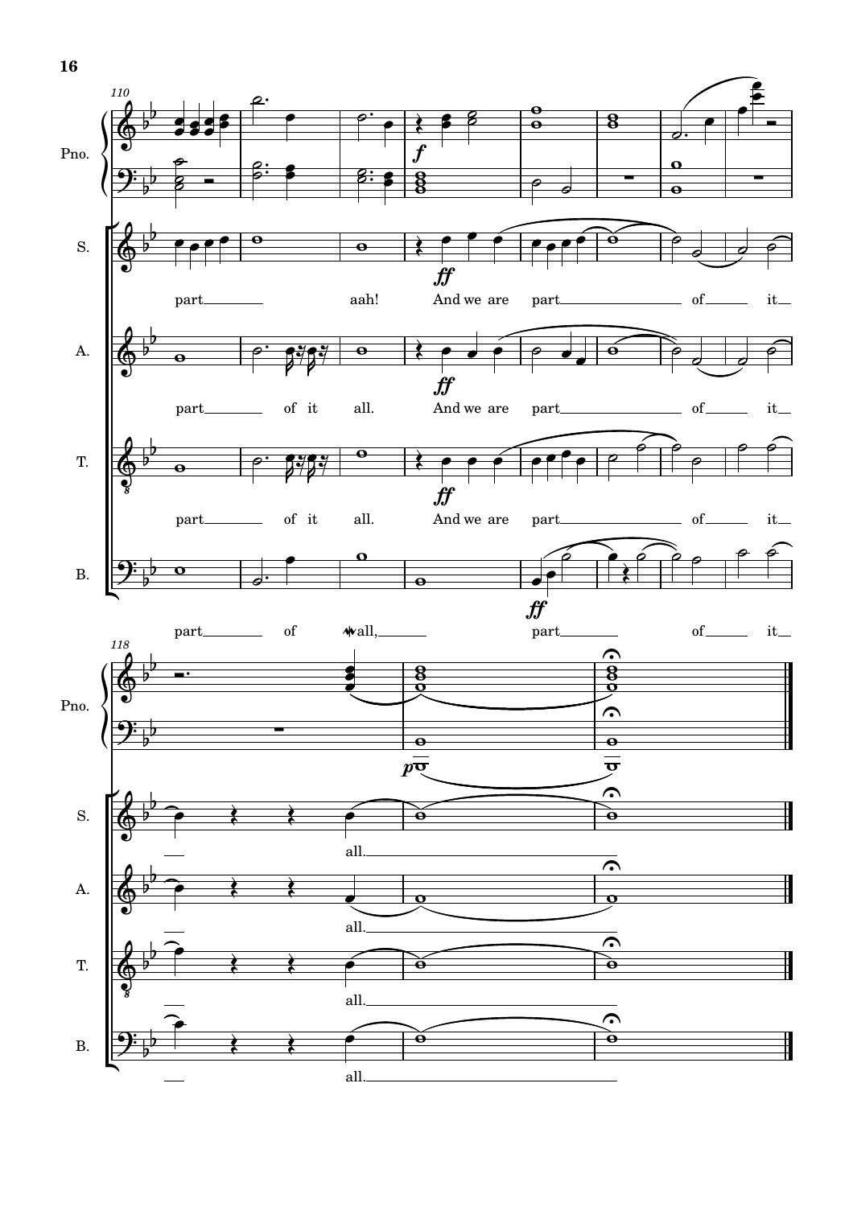Pno.

S.
part aah! And we are part of it all.

A.
part of it all. And we are part of it all.

T.
part of it all. And we are part of it all.

B.
part of all, part of it all.